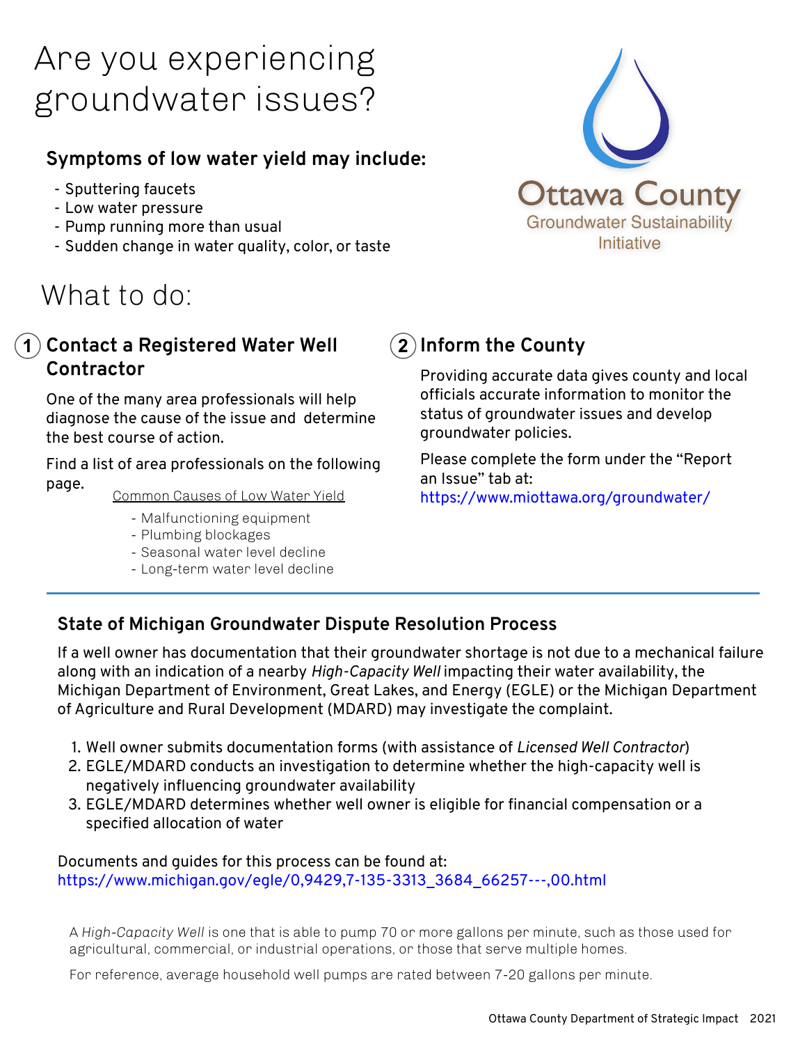# Are you experiencing groundwater issues?

Ottawa County
Groundwater Sustainability Initiative

### Symptoms of low water yield may include:

- Sputtering faucets
- Low water pressure
- Pump running more than usual
- Sudden change in water quality, color, or taste

## What to do:

### 1 Contact a Registered Water Well Contractor

One of the many area professionals will help diagnose the cause of the issue and determine the best course of action.

Find a list of area professionals on the following page.

Common Causes of Low Water Yield

- Malfunctioning equipment
- Plumbing blockages
- Seasonal water level decline
- Long-term water level decline

### 2 Inform the County

Providing accurate data gives county and local officials accurate information to monitor the status of groundwater issues and develop groundwater policies.

Please complete the form under the "Report an Issue" tab at:
https://www.miottawa.org/groundwater/

---

### State of Michigan Groundwater Dispute Resolution Process

If a well owner has documentation that their groundwater shortage is not due to a mechanical failure along with an indication of a nearby *High-Capacity Well* impacting their water availability, the Michigan Department of Environment, Great Lakes, and Energy (EGLE) or the Michigan Department of Agriculture and Rural Development (MDARD) may investigate the complaint.

1. Well owner submits documentation forms (with assistance of *Licensed Well Contractor*)
2. EGLE/MDARD conducts an investigation to determine whether the high-capacity well is negatively influencing groundwater availability
3. EGLE/MDARD determines whether well owner is eligible for financial compensation or a specified allocation of water

Documents and guides for this process can be found at:
https://www.michigan.gov/egle/0,9429,7-135-3313_3684_66257---,00.html

A *High-Capacity Well* is one that is able to pump 70 or more gallons per minute, such as those used for agricultural, commercial, or industrial operations, or those that serve multiple homes.

For reference, average household well pumps are rated between 7-20 gallons per minute.

Ottawa County Department of Strategic Impact 2021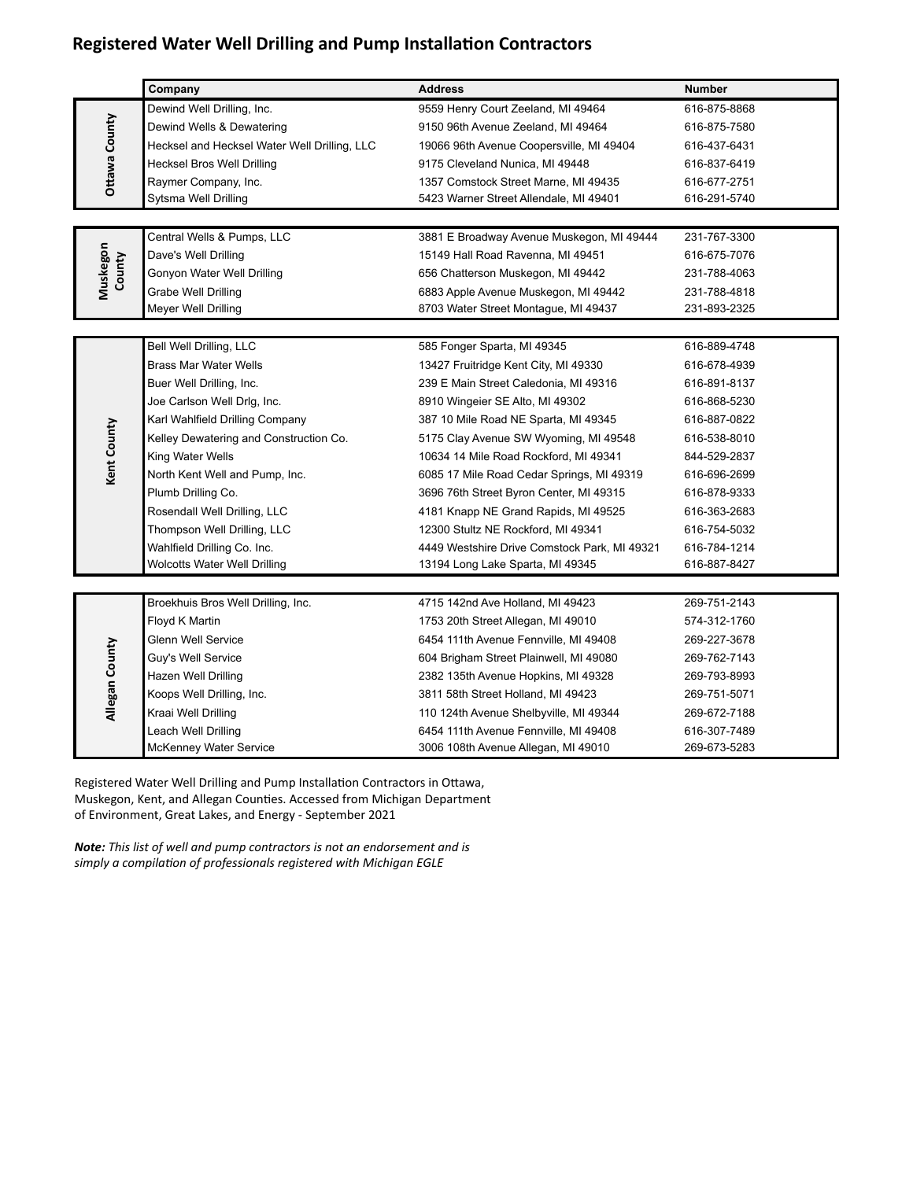## Registered Water Well Drilling and Pump Installation Contractors

| | Company | Address | Number |
|---|---|---|---|
| Ottawa County | Dewind Well Drilling, Inc. | 9559 Henry Court Zeeland, MI 49464 | 616-875-8868 |
| | Dewind Wells & Dewatering | 9150 96th Avenue Zeeland, MI 49464 | 616-875-7580 |
| | Hecksel and Hecksel Water Well Drilling, LLC | 19066 96th Avenue Coopersville, MI 49404 | 616-437-6431 |
| | Hecksel Bros Well Drilling | 9175 Cleveland Nunica, MI 49448 | 616-837-6419 |
| | Raymer Company, Inc. | 1357 Comstock Street Marne, MI 49435 | 616-677-2751 |
| | Sytsma Well Drilling | 5423 Warner Street Allendale, MI 49401 | 616-291-5740 |
| Muskegon County | Central Wells & Pumps, LLC | 3881 E Broadway Avenue Muskegon, MI 49444 | 231-767-3300 |
| | Dave's Well Drilling | 15149 Hall Road Ravenna, MI 49451 | 616-675-7076 |
| | Gonyon Water Well Drilling | 656 Chatterson Muskegon, MI 49442 | 231-788-4063 |
| | Grabe Well Drilling | 6883 Apple Avenue Muskegon, MI 49442 | 231-788-4818 |
| | Meyer Well Drilling | 8703 Water Street Montague, MI 49437 | 231-893-2325 |
| Kent County | Bell Well Drilling, LLC | 585 Fonger Sparta, MI 49345 | 616-889-4748 |
| | Brass Mar Water Wells | 13427 Fruitridge Kent City, MI 49330 | 616-678-4939 |
| | Buer Well Drilling, Inc. | 239 E Main Street Caledonia, MI 49316 | 616-891-8137 |
| | Joe Carlson Well Drlg, Inc. | 8910 Wingeier SE Alto, MI 49302 | 616-868-5230 |
| | Karl Wahlfield Drilling Company | 387 10 Mile Road NE Sparta, MI 49345 | 616-887-0822 |
| | Kelley Dewatering and Construction Co. | 5175 Clay Avenue SW Wyoming, MI 49548 | 616-538-8010 |
| | King Water Wells | 10634 14 Mile Road Rockford, MI 49341 | 844-529-2837 |
| | North Kent Well and Pump, Inc. | 6085 17 Mile Road Cedar Springs, MI 49319 | 616-696-2699 |
| | Plumb Drilling Co. | 3696 76th Street Byron Center, MI 49315 | 616-878-9333 |
| | Rosendall Well Drilling, LLC | 4181 Knapp NE Grand Rapids, MI 49525 | 616-363-2683 |
| | Thompson Well Drilling, LLC | 12300 Stultz NE Rockford, MI 49341 | 616-754-5032 |
| | Wahlfield Drilling Co. Inc. | 4449 Westshire Drive Comstock Park, MI 49321 | 616-784-1214 |
| | Wolcotts Water Well Drilling | 13194 Long Lake Sparta, MI 49345 | 616-887-8427 |
| Allegan County | Broekhuis Bros Well Drilling, Inc. | 4715 142nd Ave Holland, MI 49423 | 269-751-2143 |
| | Floyd K Martin | 1753 20th Street Allegan, MI 49010 | 574-312-1760 |
| | Glenn Well Service | 6454 111th Avenue Fennville, MI 49408 | 269-227-3678 |
| | Guy's Well Service | 604 Brigham Street Plainwell, MI 49080 | 269-762-7143 |
| | Hazen Well Drilling | 2382 135th Avenue Hopkins, MI 49328 | 269-793-8993 |
| | Koops Well Drilling, Inc. | 3811 58th Street Holland, MI 49423 | 269-751-5071 |
| | Kraai Well Drilling | 110 124th Avenue Shelbyville, MI 49344 | 269-672-7188 |
| | Leach Well Drilling | 6454 111th Avenue Fennville, MI 49408 | 616-307-7489 |
| | McKenney Water Service | 3006 108th Avenue Allegan, MI 49010 | 269-673-5283 |

Registered Water Well Drilling and Pump Installation Contractors in Ottawa, Muskegon, Kent, and Allegan Counties. Accessed from Michigan Department of Environment, Great Lakes, and Energy - September 2021

***Note:*** *This list of well and pump contractors is not an endorsement and is simply a compilation of professionals registered with Michigan EGLE*